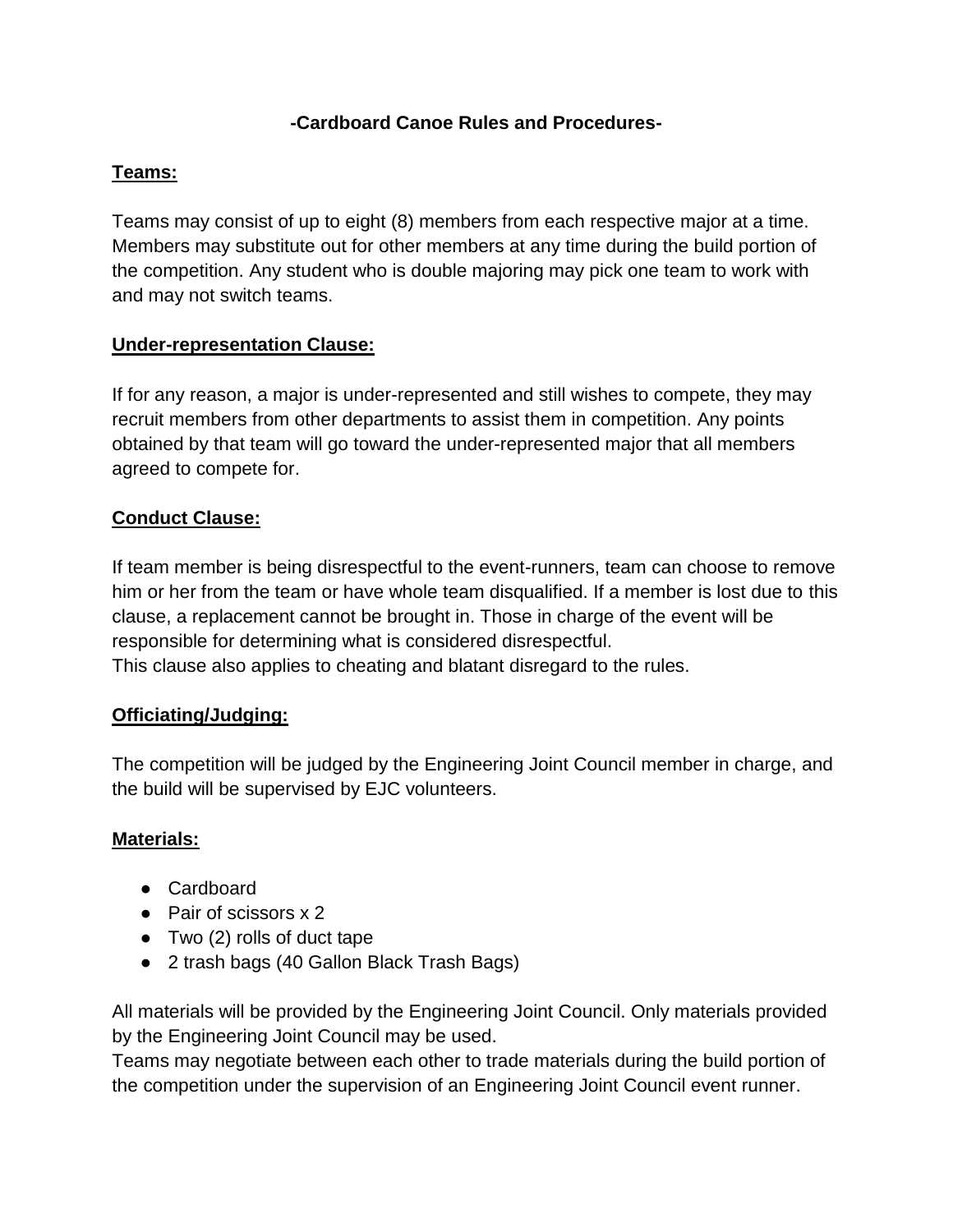**-Cardboard Canoe Rules and Procedures-**

**Teams:**

Teams may consist of up to eight (8) members from each respective major at a time. Members may substitute out for other members at any time during the build portion of the competition. Any student who is double majoring may pick one team to work with and may not switch teams.

**Under-representation Clause:**

If for any reason, a major is under-represented and still wishes to compete, they may recruit members from other departments to assist them in competition. Any points obtained by that team will go toward the under-represented major that all members agreed to compete for.

**Conduct Clause:**

If team member is being disrespectful to the event-runners, team can choose to remove him or her from the team or have whole team disqualified. If a member is lost due to this clause, a replacement cannot be brought in. Those in charge of the event will be responsible for determining what is considered disrespectful.
This clause also applies to cheating and blatant disregard to the rules.

**Officiating/Judging:**

The competition will be judged by the Engineering Joint Council member in charge, and the build will be supervised by EJC volunteers.

**Materials:**

- Cardboard
- Pair of scissors x 2
- Two (2) rolls of duct tape
- 2 trash bags (40 Gallon Black Trash Bags)

All materials will be provided by the Engineering Joint Council. Only materials provided by the Engineering Joint Council may be used.
Teams may negotiate between each other to trade materials during the build portion of the competition under the supervision of an Engineering Joint Council event runner.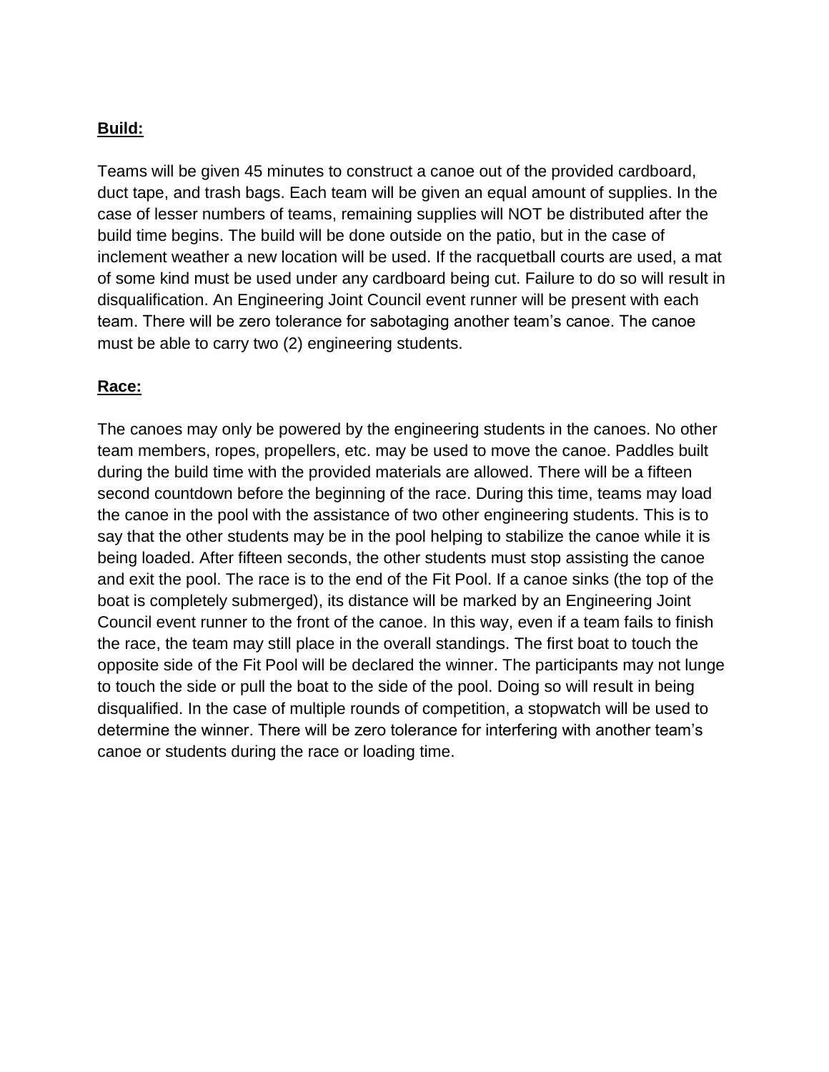## Build:

Teams will be given 45 minutes to construct a canoe out of the provided cardboard, duct tape, and trash bags. Each team will be given an equal amount of supplies. In the case of lesser numbers of teams, remaining supplies will NOT be distributed after the build time begins. The build will be done outside on the patio, but in the case of inclement weather a new location will be used. If the racquetball courts are used, a mat of some kind must be used under any cardboard being cut. Failure to do so will result in disqualification. An Engineering Joint Council event runner will be present with each team. There will be zero tolerance for sabotaging another team's canoe. The canoe must be able to carry two (2) engineering students.

## Race:

The canoes may only be powered by the engineering students in the canoes. No other team members, ropes, propellers, etc. may be used to move the canoe. Paddles built during the build time with the provided materials are allowed. There will be a fifteen second countdown before the beginning of the race. During this time, teams may load the canoe in the pool with the assistance of two other engineering students. This is to say that the other students may be in the pool helping to stabilize the canoe while it is being loaded. After fifteen seconds, the other students must stop assisting the canoe and exit the pool. The race is to the end of the Fit Pool. If a canoe sinks (the top of the boat is completely submerged), its distance will be marked by an Engineering Joint Council event runner to the front of the canoe. In this way, even if a team fails to finish the race, the team may still place in the overall standings. The first boat to touch the opposite side of the Fit Pool will be declared the winner. The participants may not lunge to touch the side or pull the boat to the side of the pool. Doing so will result in being disqualified. In the case of multiple rounds of competition, a stopwatch will be used to determine the winner. There will be zero tolerance for interfering with another team's canoe or students during the race or loading time.